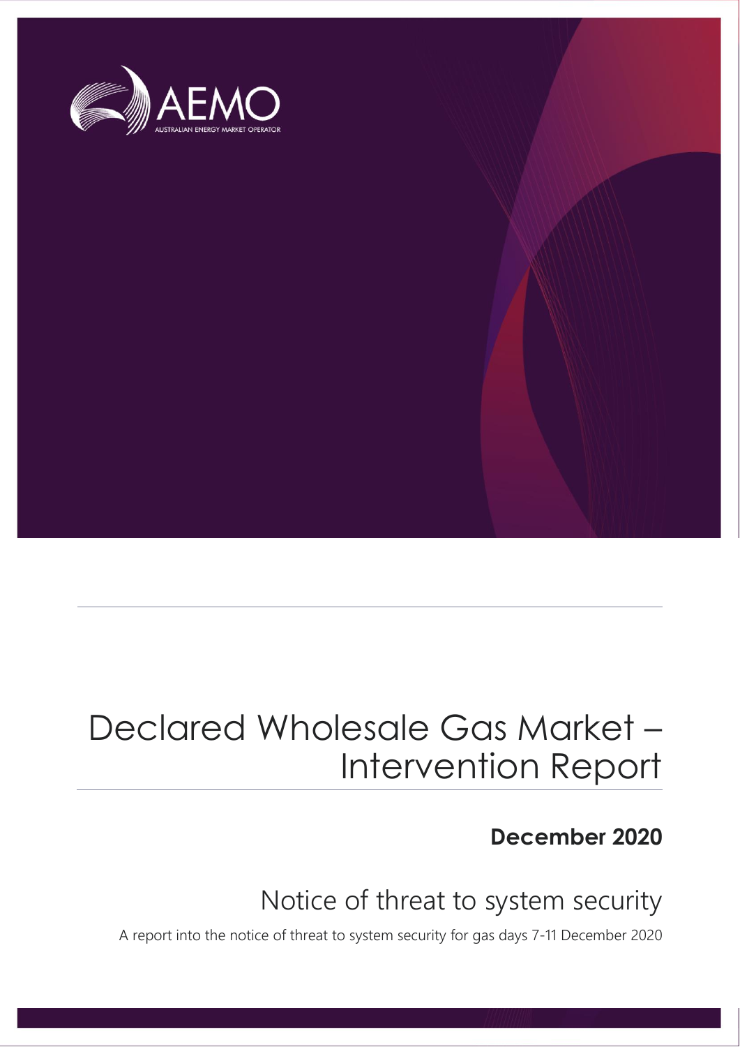# Declared Wholesale Gas Market – Intervention Report

**December 2020**

## Notice of threat to system security

A report into the notice of threat to system security for gas days 7-11 December 2020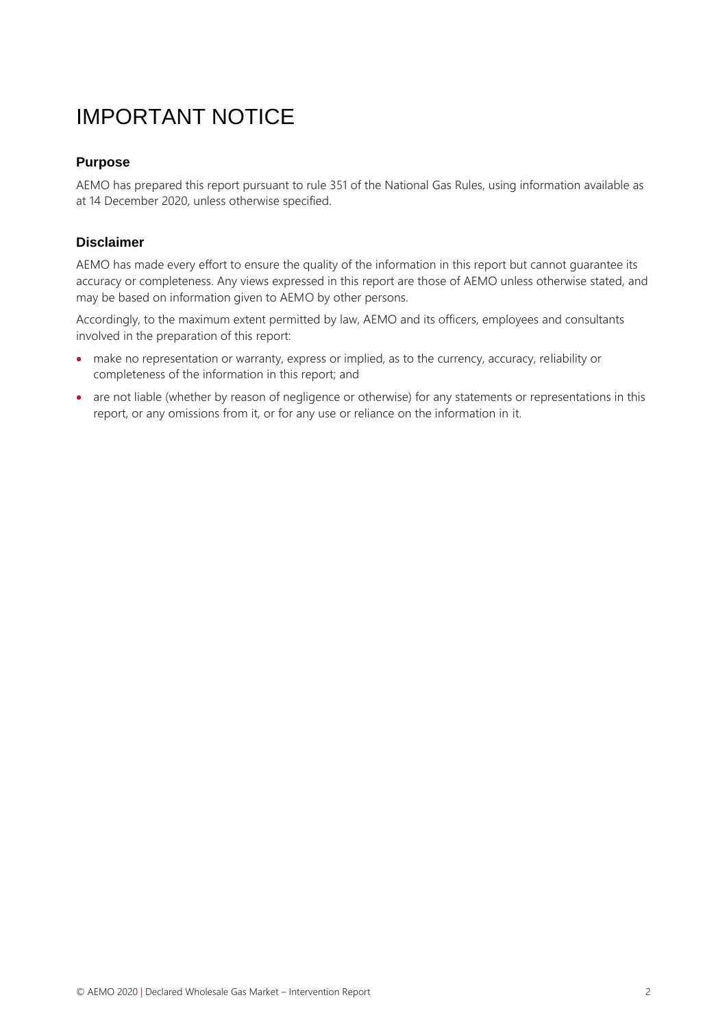# IMPORTANT NOTICE

## Purpose

AEMO has prepared this report pursuant to rule 351 of the National Gas Rules, using information available as at 14 December 2020, unless otherwise specified.

## Disclaimer

AEMO has made every effort to ensure the quality of the information in this report but cannot guarantee its accuracy or completeness. Any views expressed in this report are those of AEMO unless otherwise stated, and may be based on information given to AEMO by other persons.

Accordingly, to the maximum extent permitted by law, AEMO and its officers, employees and consultants involved in the preparation of this report:

- make no representation or warranty, express or implied, as to the currency, accuracy, reliability or completeness of the information in this report; and
- are not liable (whether by reason of negligence or otherwise) for any statements or representations in this report, or any omissions from it, or for any use or reliance on the information in it.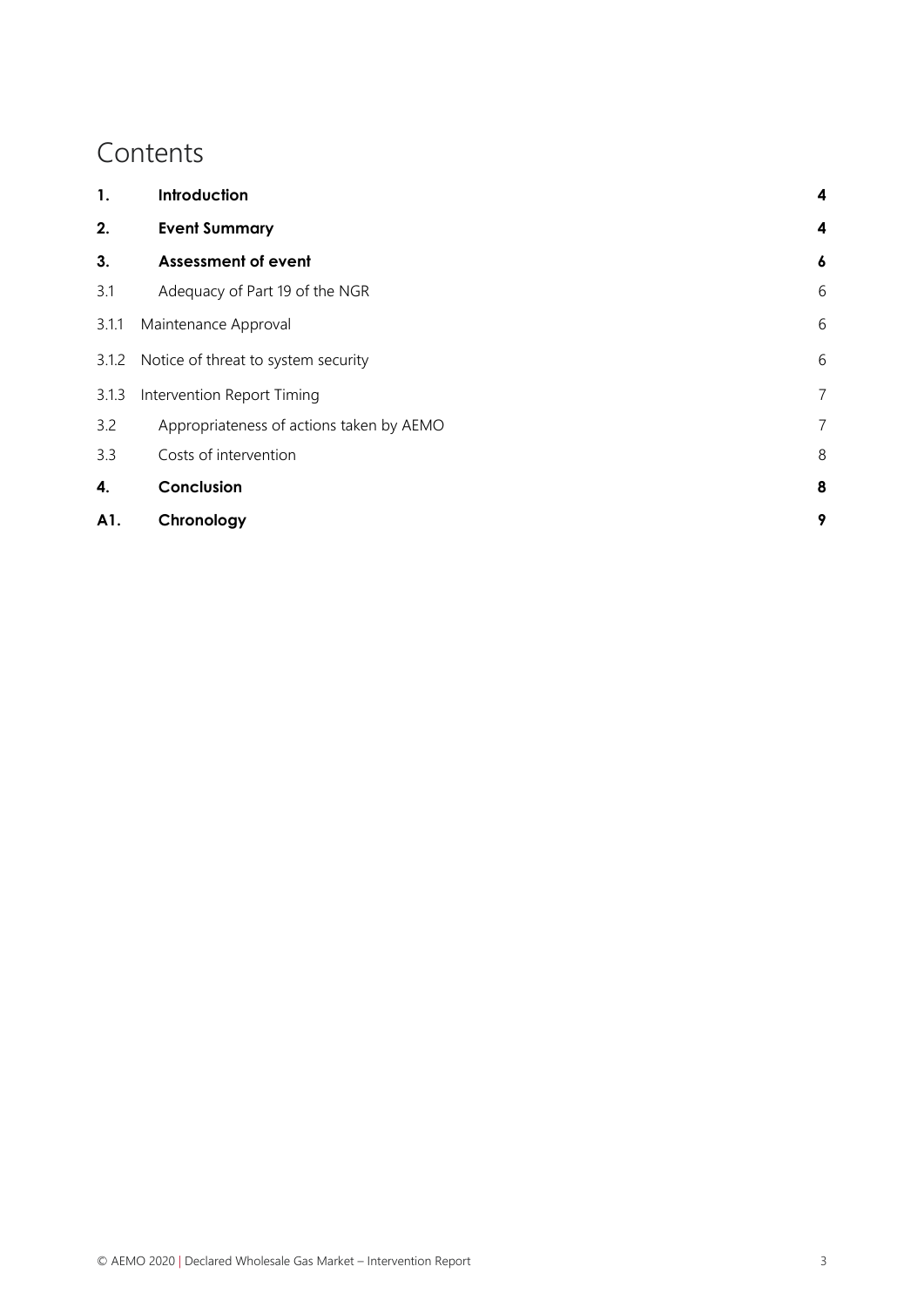# Contents

| | | |
|---|---|---|
| **1.** | **Introduction** | **4** |
| **2.** | **Event Summary** | **4** |
| **3.** | **Assessment of event** | **6** |
| 3.1 | Adequacy of Part 19 of the NGR | 6 |
| 3.1.1 | Maintenance Approval | 6 |
| 3.1.2 | Notice of threat to system security | 6 |
| 3.1.3 | Intervention Report Timing | 7 |
| 3.2 | Appropriateness of actions taken by AEMO | 7 |
| 3.3 | Costs of intervention | 8 |
| **4.** | **Conclusion** | **8** |
| **A1.** | **Chronology** | **9** |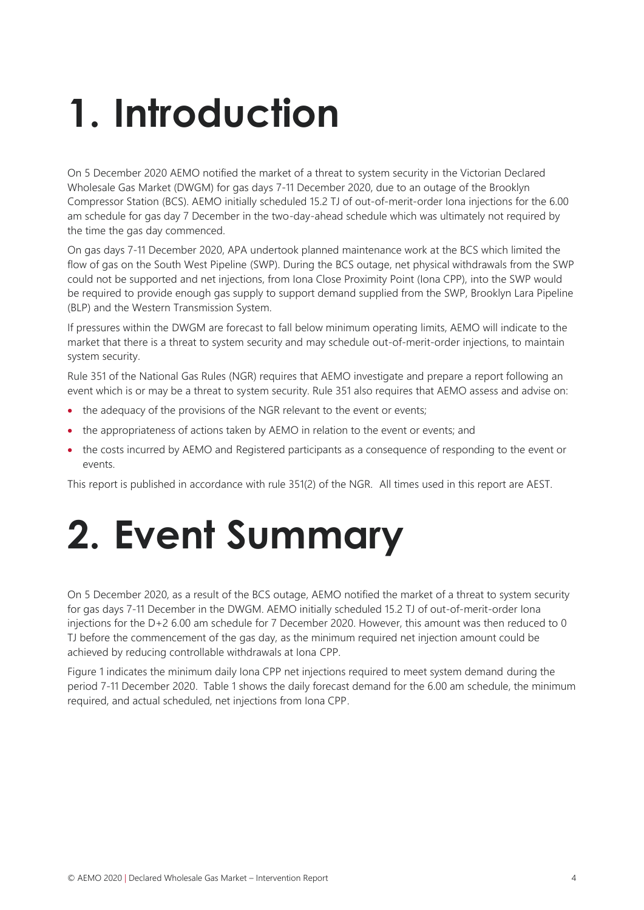# 1. Introduction

On 5 December 2020 AEMO notified the market of a threat to system security in the Victorian Declared Wholesale Gas Market (DWGM) for gas days 7-11 December 2020, due to an outage of the Brooklyn Compressor Station (BCS). AEMO initially scheduled 15.2 TJ of out-of-merit-order Iona injections for the 6.00 am schedule for gas day 7 December in the two-day-ahead schedule which was ultimately not required by the time the gas day commenced.

On gas days 7-11 December 2020, APA undertook planned maintenance work at the BCS which limited the flow of gas on the South West Pipeline (SWP). During the BCS outage, net physical withdrawals from the SWP could not be supported and net injections, from Iona Close Proximity Point (Iona CPP), into the SWP would be required to provide enough gas supply to support demand supplied from the SWP, Brooklyn Lara Pipeline (BLP) and the Western Transmission System.

If pressures within the DWGM are forecast to fall below minimum operating limits, AEMO will indicate to the market that there is a threat to system security and may schedule out-of-merit-order injections, to maintain system security.

Rule 351 of the National Gas Rules (NGR) requires that AEMO investigate and prepare a report following an event which is or may be a threat to system security. Rule 351 also requires that AEMO assess and advise on:

- the adequacy of the provisions of the NGR relevant to the event or events;
- the appropriateness of actions taken by AEMO in relation to the event or events; and
- the costs incurred by AEMO and Registered participants as a consequence of responding to the event or events.

This report is published in accordance with rule 351(2) of the NGR. All times used in this report are AEST.

# 2. Event Summary

On 5 December 2020, as a result of the BCS outage, AEMO notified the market of a threat to system security for gas days 7-11 December in the DWGM. AEMO initially scheduled 15.2 TJ of out-of-merit-order Iona injections for the D+2 6.00 am schedule for 7 December 2020. However, this amount was then reduced to 0 TJ before the commencement of the gas day, as the minimum required net injection amount could be achieved by reducing controllable withdrawals at Iona CPP.

Figure 1 indicates the minimum daily Iona CPP net injections required to meet system demand during the period 7-11 December 2020. Table 1 shows the daily forecast demand for the 6.00 am schedule, the minimum required, and actual scheduled, net injections from Iona CPP.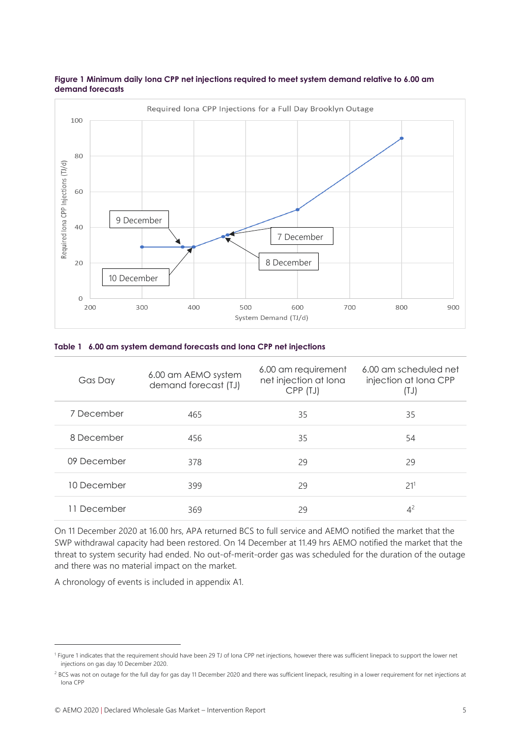**Figure 1 Minimum daily Iona CPP net injections required to meet system demand relative to 6.00 am demand forecasts**

**Table 1 6.00 am system demand forecasts and Iona CPP net injections**

| Gas Day | 6.00 am AEMO system demand forecast (TJ) | 6.00 am requirement net injection at Iona CPP (TJ) | 6.00 am scheduled net injection at Iona CPP (TJ) |
|---|---|---|---|
| 7 December | 465 | 35 | 35 |
| 8 December | 456 | 35 | 54 |
| 09 December | 378 | 29 | 29 |
| 10 December | 399 | 29 | 21[1] |
| 11 December | 369 | 29 | 4[2] |

On 11 December 2020 at 16.00 hrs, APA returned BCS to full service and AEMO notified the market that the SWP withdrawal capacity had been restored. On 14 December at 11.49 hrs AEMO notified the market that the threat to system security had ended. No out-of-merit-order gas was scheduled for the duration of the outage and there was no material impact on the market.

A chronology of events is included in appendix A1.

[1] Figure 1 indicates that the requirement should have been 29 TJ of Iona CPP net injections, however there was sufficient linepack to support the lower net injections on gas day 10 December 2020.

[2] BCS was not on outage for the full day for gas day 11 December 2020 and there was sufficient linepack, resulting in a lower requirement for net injections at Iona CPP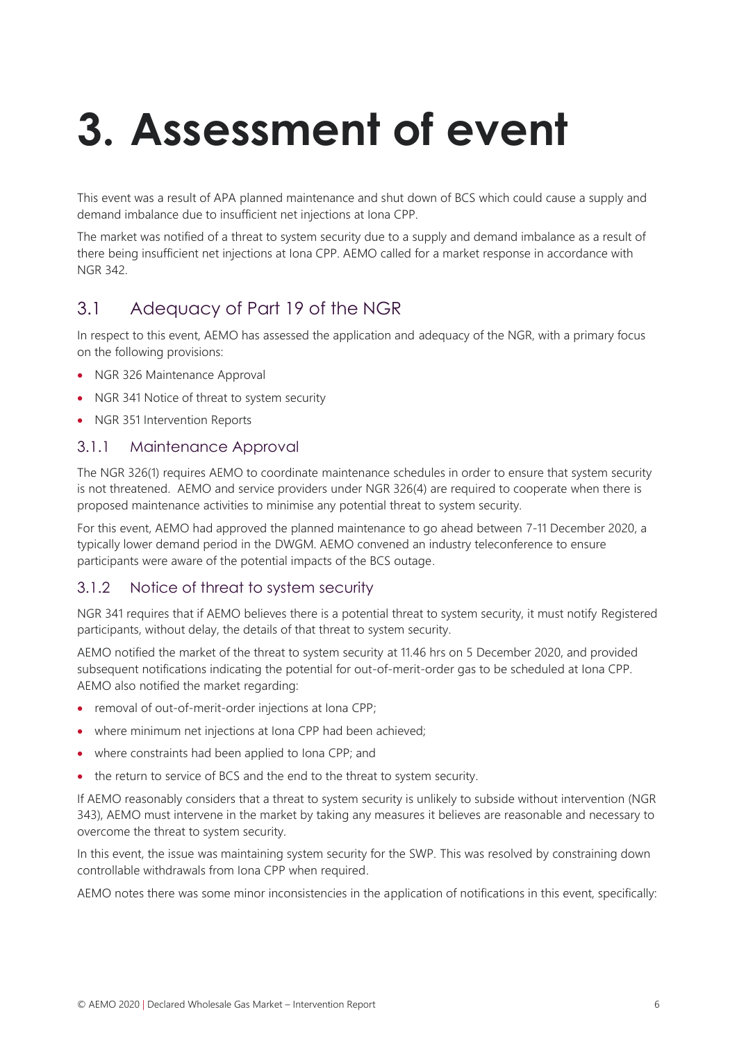# 3. Assessment of event

This event was a result of APA planned maintenance and shut down of BCS which could cause a supply and demand imbalance due to insufficient net injections at Iona CPP.

The market was notified of a threat to system security due to a supply and demand imbalance as a result of there being insufficient net injections at Iona CPP. AEMO called for a market response in accordance with NGR 342.

## 3.1 Adequacy of Part 19 of the NGR

In respect to this event, AEMO has assessed the application and adequacy of the NGR, with a primary focus on the following provisions:

- NGR 326 Maintenance Approval
- NGR 341 Notice of threat to system security
- NGR 351 Intervention Reports

### 3.1.1 Maintenance Approval

The NGR 326(1) requires AEMO to coordinate maintenance schedules in order to ensure that system security is not threatened. AEMO and service providers under NGR 326(4) are required to cooperate when there is proposed maintenance activities to minimise any potential threat to system security.

For this event, AEMO had approved the planned maintenance to go ahead between 7-11 December 2020, a typically lower demand period in the DWGM. AEMO convened an industry teleconference to ensure participants were aware of the potential impacts of the BCS outage.

### 3.1.2 Notice of threat to system security

NGR 341 requires that if AEMO believes there is a potential threat to system security, it must notify Registered participants, without delay, the details of that threat to system security.

AEMO notified the market of the threat to system security at 11.46 hrs on 5 December 2020, and provided subsequent notifications indicating the potential for out-of-merit-order gas to be scheduled at Iona CPP. AEMO also notified the market regarding:

- removal of out-of-merit-order injections at Iona CPP;
- where minimum net injections at Iona CPP had been achieved;
- where constraints had been applied to Iona CPP; and
- the return to service of BCS and the end to the threat to system security.

If AEMO reasonably considers that a threat to system security is unlikely to subside without intervention (NGR 343), AEMO must intervene in the market by taking any measures it believes are reasonable and necessary to overcome the threat to system security.

In this event, the issue was maintaining system security for the SWP. This was resolved by constraining down controllable withdrawals from Iona CPP when required.

AEMO notes there was some minor inconsistencies in the application of notifications in this event, specifically: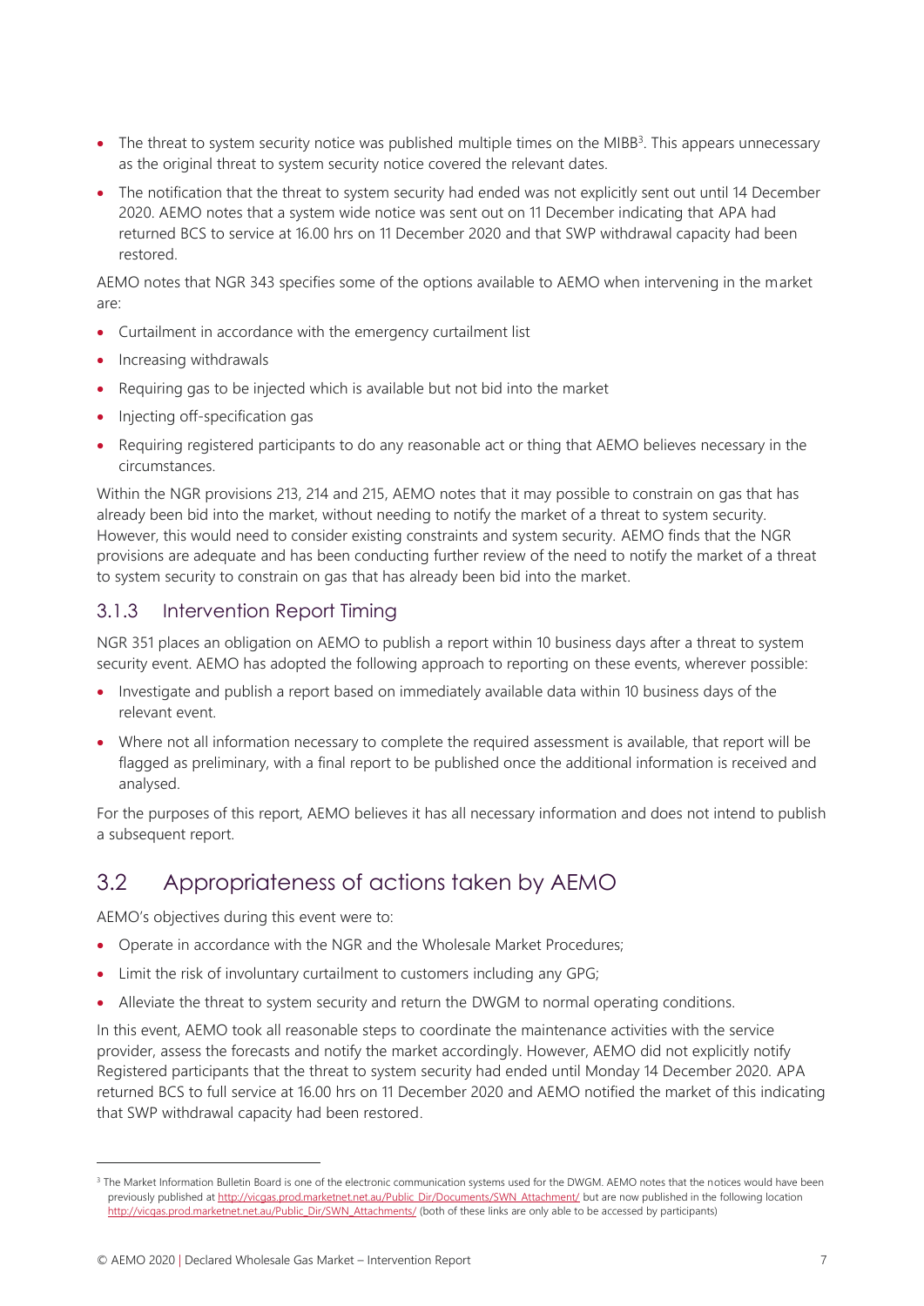- The threat to system security notice was published multiple times on the MIBB[3]. This appears unnecessary as the original threat to system security notice covered the relevant dates.
- The notification that the threat to system security had ended was not explicitly sent out until 14 December 2020. AEMO notes that a system wide notice was sent out on 11 December indicating that APA had returned BCS to service at 16.00 hrs on 11 December 2020 and that SWP withdrawal capacity had been restored.

AEMO notes that NGR 343 specifies some of the options available to AEMO when intervening in the market are:

- Curtailment in accordance with the emergency curtailment list
- Increasing withdrawals
- Requiring gas to be injected which is available but not bid into the market
- Injecting off-specification gas
- Requiring registered participants to do any reasonable act or thing that AEMO believes necessary in the circumstances.

Within the NGR provisions 213, 214 and 215, AEMO notes that it may possible to constrain on gas that has already been bid into the market, without needing to notify the market of a threat to system security. However, this would need to consider existing constraints and system security. AEMO finds that the NGR provisions are adequate and has been conducting further review of the need to notify the market of a threat to system security to constrain on gas that has already been bid into the market.

### 3.1.3 Intervention Report Timing

NGR 351 places an obligation on AEMO to publish a report within 10 business days after a threat to system security event. AEMO has adopted the following approach to reporting on these events, wherever possible:

- Investigate and publish a report based on immediately available data within 10 business days of the relevant event.
- Where not all information necessary to complete the required assessment is available, that report will be flagged as preliminary, with a final report to be published once the additional information is received and analysed.

For the purposes of this report, AEMO believes it has all necessary information and does not intend to publish a subsequent report.

## 3.2 Appropriateness of actions taken by AEMO

AEMO's objectives during this event were to:

- Operate in accordance with the NGR and the Wholesale Market Procedures;
- Limit the risk of involuntary curtailment to customers including any GPG;
- Alleviate the threat to system security and return the DWGM to normal operating conditions.

In this event, AEMO took all reasonable steps to coordinate the maintenance activities with the service provider, assess the forecasts and notify the market accordingly. However, AEMO did not explicitly notify Registered participants that the threat to system security had ended until Monday 14 December 2020. APA returned BCS to full service at 16.00 hrs on 11 December 2020 and AEMO notified the market of this indicating that SWP withdrawal capacity had been restored.

[3] The Market Information Bulletin Board is one of the electronic communication systems used for the DWGM. AEMO notes that the notices would have been previously published at http://vicgas.prod.marketnet.net.au/Public_Dir/Documents/SWN_Attachment/ but are now published in the following location http://vicgas.prod.marketnet.net.au/Public_Dir/SWN_Attachments/ (both of these links are only able to be accessed by participants)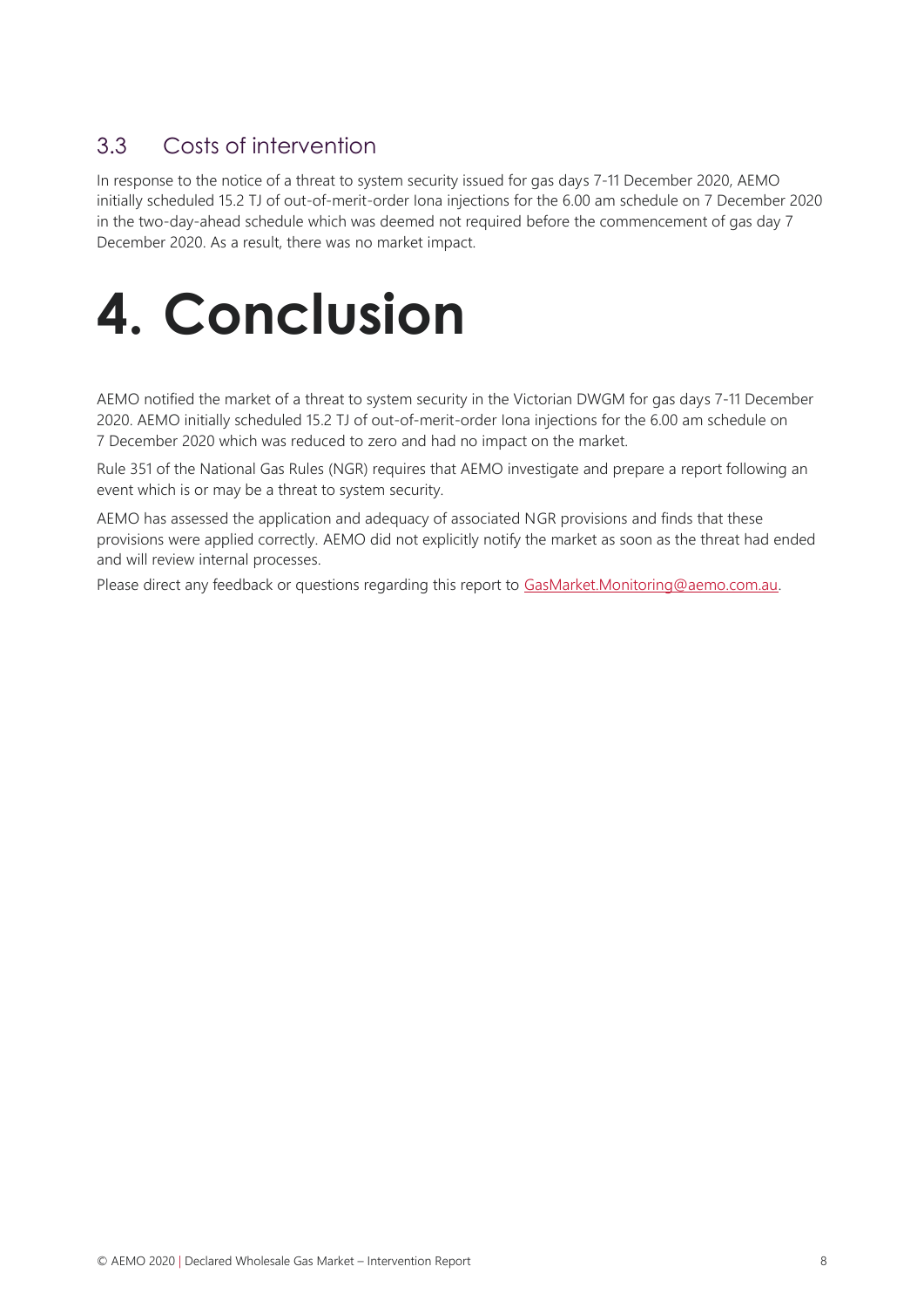## 3.3 Costs of intervention

In response to the notice of a threat to system security issued for gas days 7-11 December 2020, AEMO initially scheduled 15.2 TJ of out-of-merit-order Iona injections for the 6.00 am schedule on 7 December 2020 in the two-day-ahead schedule which was deemed not required before the commencement of gas day 7 December 2020. As a result, there was no market impact.

# 4. Conclusion

AEMO notified the market of a threat to system security in the Victorian DWGM for gas days 7-11 December 2020. AEMO initially scheduled 15.2 TJ of out-of-merit-order Iona injections for the 6.00 am schedule on 7 December 2020 which was reduced to zero and had no impact on the market.

Rule 351 of the National Gas Rules (NGR) requires that AEMO investigate and prepare a report following an event which is or may be a threat to system security.

AEMO has assessed the application and adequacy of associated NGR provisions and finds that these provisions were applied correctly. AEMO did not explicitly notify the market as soon as the threat had ended and will review internal processes.

Please direct any feedback or questions regarding this report to [GasMarket.Monitoring@aemo.com.au](mailto:GasMarket.Monitoring@aemo.com.au).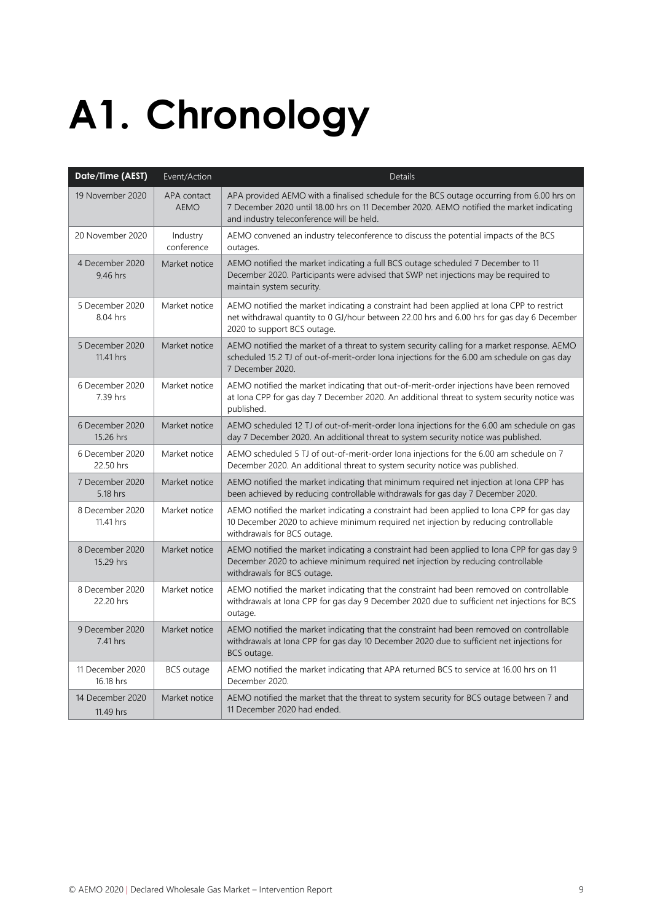# A1. Chronology

| Date/Time (AEST) | Event/Action | Details |
|---|---|---|
| 19 November 2020 | APA contact AEMO | APA provided AEMO with a finalised schedule for the BCS outage occurring from 6.00 hrs on 7 December 2020 until 18.00 hrs on 11 December 2020. AEMO notified the market indicating and industry teleconference will be held. |
| 20 November 2020 | Industry conference | AEMO convened an industry teleconference to discuss the potential impacts of the BCS outages. |
| 4 December 2020 9.46 hrs | Market notice | AEMO notified the market indicating a full BCS outage scheduled 7 December to 11 December 2020. Participants were advised that SWP net injections may be required to maintain system security. |
| 5 December 2020 8.04 hrs | Market notice | AEMO notified the market indicating a constraint had been applied at Iona CPP to restrict net withdrawal quantity to 0 GJ/hour between 22.00 hrs and 6.00 hrs for gas day 6 December 2020 to support BCS outage. |
| 5 December 2020 11.41 hrs | Market notice | AEMO notified the market of a threat to system security calling for a market response. AEMO scheduled 15.2 TJ of out-of-merit-order Iona injections for the 6.00 am schedule on gas day 7 December 2020. |
| 6 December 2020 7.39 hrs | Market notice | AEMO notified the market indicating that out-of-merit-order injections have been removed at Iona CPP for gas day 7 December 2020. An additional threat to system security notice was published. |
| 6 December 2020 15.26 hrs | Market notice | AEMO scheduled 12 TJ of out-of-merit-order Iona injections for the 6.00 am schedule on gas day 7 December 2020. An additional threat to system security notice was published. |
| 6 December 2020 22.50 hrs | Market notice | AEMO scheduled 5 TJ of out-of-merit-order Iona injections for the 6.00 am schedule on 7 December 2020. An additional threat to system security notice was published. |
| 7 December 2020 5.18 hrs | Market notice | AEMO notified the market indicating that minimum required net injection at Iona CPP has been achieved by reducing controllable withdrawals for gas day 7 December 2020. |
| 8 December 2020 11.41 hrs | Market notice | AEMO notified the market indicating a constraint had been applied to Iona CPP for gas day 10 December 2020 to achieve minimum required net injection by reducing controllable withdrawals for BCS outage. |
| 8 December 2020 15.29 hrs | Market notice | AEMO notified the market indicating a constraint had been applied to Iona CPP for gas day 9 December 2020 to achieve minimum required net injection by reducing controllable withdrawals for BCS outage. |
| 8 December 2020 22.20 hrs | Market notice | AEMO notified the market indicating that the constraint had been removed on controllable withdrawals at Iona CPP for gas day 9 December 2020 due to sufficient net injections for BCS outage. |
| 9 December 2020 7.41 hrs | Market notice | AEMO notified the market indicating that the constraint had been removed on controllable withdrawals at Iona CPP for gas day 10 December 2020 due to sufficient net injections for BCS outage. |
| 11 December 2020 16.18 hrs | BCS outage | AEMO notified the market indicating that APA returned BCS to service at 16.00 hrs on 11 December 2020. |
| 14 December 2020 11.49 hrs | Market notice | AEMO notified the market that the threat to system security for BCS outage between 7 and 11 December 2020 had ended. |